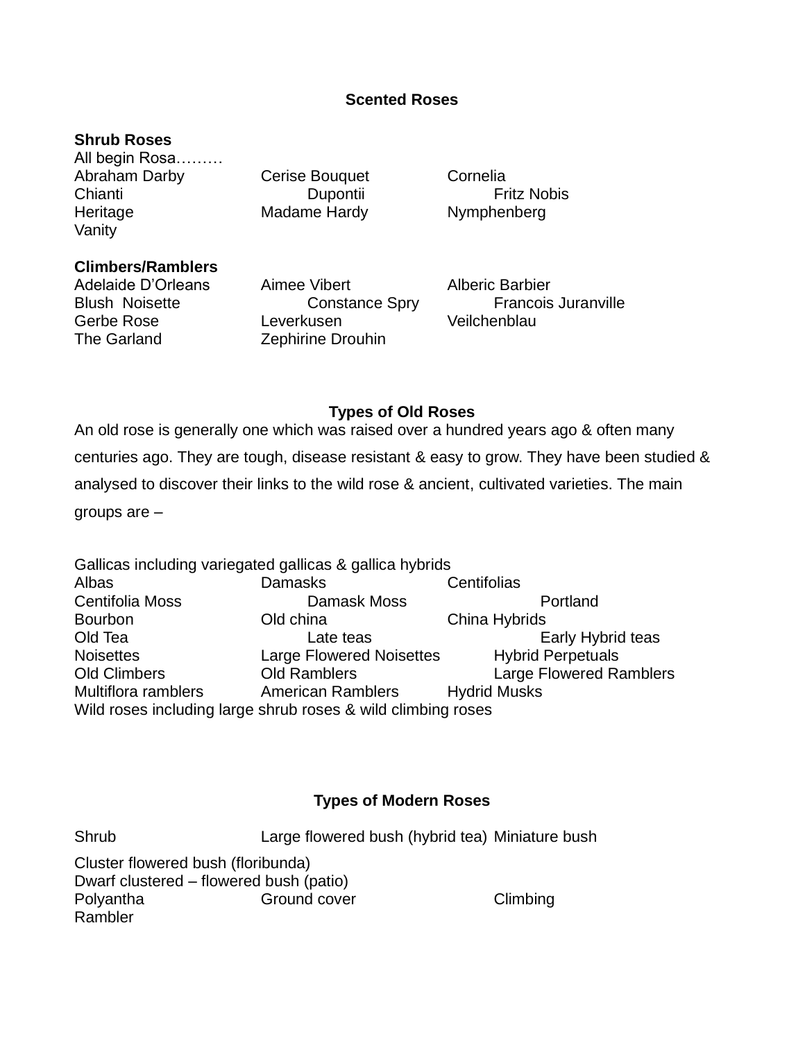## Scented Roses

**Shrub Roses**

All begin Rosa………

| | | |
|---|---|---|
| Abraham Darby | Cerise Bouquet | Cornelia |
| Chianti | Dupontii | Fritz Nobis |
| Heritage | Madame Hardy | Nymphenberg |
| Vanity | | |

**Climbers/Ramblers**

| | | |
|---|---|---|
| Adelaide D'Orleans | Aimee Vibert | Alberic Barbier |
| Blush Noisette | Constance Spry | Francois Juranville |
| Gerbe Rose | Leverkusen | Veilchenblau |
| The Garland | Zephirine Drouhin | |

## Types of Old Roses

An old rose is generally one which was raised over a hundred years ago & often many centuries ago. They are tough, disease resistant & easy to grow. They have been studied & analysed to discover their links to the wild rose & ancient, cultivated varieties. The main groups are –

Gallicas including variegated gallicas & gallica hybrids

| | | |
|---|---|---|
| Albas | Damasks | Centifolias |
| Centifolia Moss | Damask Moss | Portland |
| Bourbon | Old china | China Hybrids |
| Old Tea | Late teas | Early Hybrid teas |
| Noisettes | Large Flowered Noisettes | Hybrid Perpetuals |
| Old Climbers | Old Ramblers | Large Flowered Ramblers |
| Multiflora ramblers | American Ramblers | Hydrid Musks |

Wild roses including large shrub roses & wild climbing roses

## Types of Modern Roses

| | | |
|---|---|---|
| Shrub | Large flowered bush (hybrid tea) | Miniature bush |

Cluster flowered bush (floribunda)

Dwarf clustered – flowered bush (patio)

| | | |
|---|---|---|
| Polyantha | Ground cover | Climbing |
| Rambler | | |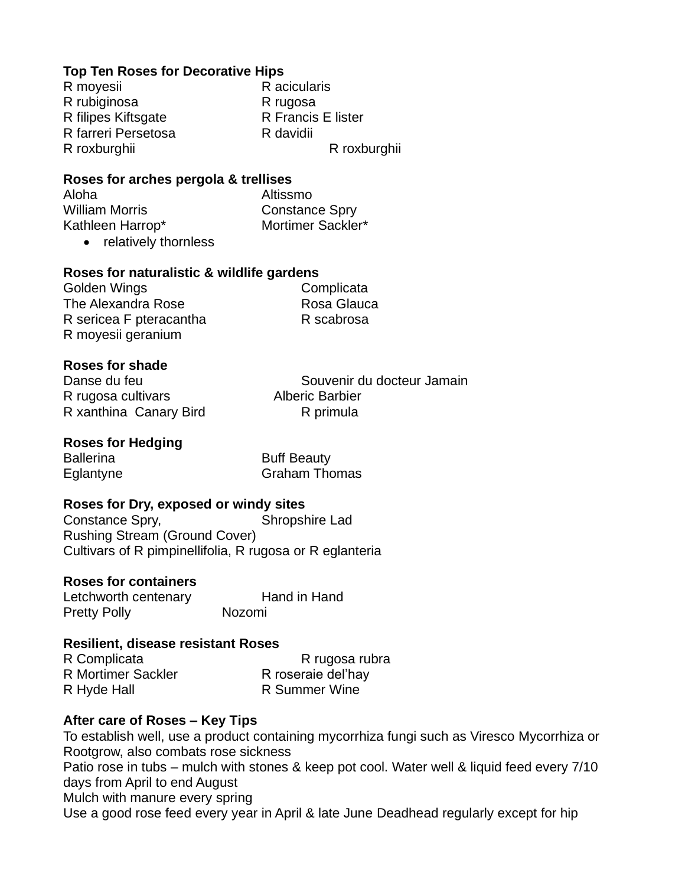**Top Ten Roses for Decorative Hips**

R moyesii
R acicularis
R rubiginosa
R rugosa
R filipes Kiftsgate
R Francis E lister
R farreri Persetosa
R davidii
R roxburghii
R roxburghii

**Roses for arches pergola & trellises**

Aloha
Altissmo
William Morris
Constance Spry
Kathleen Harrop*
Mortimer Sackler*

- relatively thornless

**Roses for naturalistic & wildlife gardens**

Golden Wings
Complicata
The Alexandra Rose
Rosa Glauca
R sericea F pteracantha
R scabrosa
R moyesii geranium

**Roses for shade**

Danse du feu
Souvenir du docteur Jamain
R rugosa cultivars
Alberic Barbier
R xanthina Canary Bird
R primula

**Roses for Hedging**

Ballerina
Buff Beauty
Eglantyne
Graham Thomas

**Roses for Dry, exposed or windy sites**

Constance Spry,
Shropshire Lad
Rushing Stream (Ground Cover)
Cultivars of R pimpinellifolia, R rugosa or R eglanteria

**Roses for containers**

Letchworth centenary
Hand in Hand
Pretty Polly
Nozomi

**Resilient, disease resistant Roses**

R Complicata
R rugosa rubra
R Mortimer Sackler
R roseraie del'hay
R Hyde Hall
R Summer Wine

**After care of Roses – Key Tips**

To establish well, use a product containing mycorrhiza fungi such as Viresco Mycorrhiza or Rootgrow, also combats rose sickness
Patio rose in tubs – mulch with stones & keep pot cool. Water well & liquid feed every 7/10 days from April to end August
Mulch with manure every spring
Use a good rose feed every year in April & late June Deadhead regularly except for hip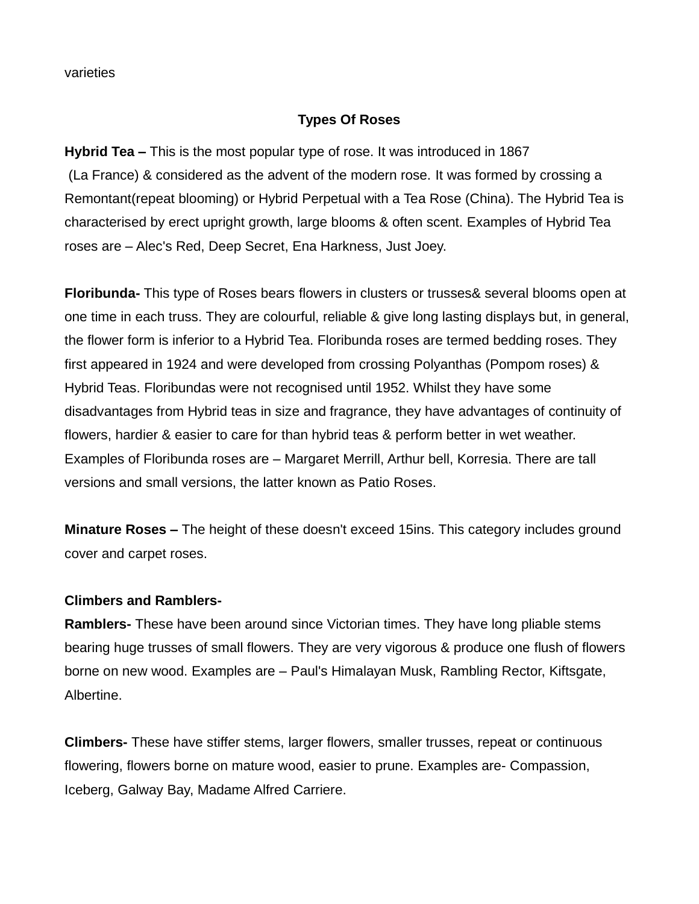varieties

## Types Of Roses

**Hybrid Tea –** This is the most popular type of rose. It was introduced in 1867 (La France) & considered as the advent of the modern rose. It was formed by crossing a Remontant(repeat blooming) or Hybrid Perpetual with a Tea Rose (China). The Hybrid Tea is characterised by erect upright growth, large blooms & often scent. Examples of Hybrid Tea roses are – Alec's Red, Deep Secret, Ena Harkness, Just Joey.

**Floribunda-** This type of Roses bears flowers in clusters or trusses& several blooms open at one time in each truss. They are colourful, reliable & give long lasting displays but, in general, the flower form is inferior to a Hybrid Tea. Floribunda roses are termed bedding roses. They first appeared in 1924 and were developed from crossing Polyanthas (Pompom roses) & Hybrid Teas. Floribundas were not recognised until 1952. Whilst they have some disadvantages from Hybrid teas in size and fragrance, they have advantages of continuity of flowers, hardier & easier to care for than hybrid teas & perform better in wet weather. Examples of Floribunda roses are – Margaret Merrill, Arthur bell, Korresia. There are tall versions and small versions, the latter known as Patio Roses.

**Minature Roses –** The height of these doesn't exceed 15ins. This category includes ground cover and carpet roses.

**Climbers and Ramblers-**

**Ramblers-** These have been around since Victorian times. They have long pliable stems bearing huge trusses of small flowers. They are very vigorous & produce one flush of flowers borne on new wood. Examples are – Paul's Himalayan Musk, Rambling Rector, Kiftsgate, Albertine.

**Climbers-** These have stiffer stems, larger flowers, smaller trusses, repeat or continuous flowering, flowers borne on mature wood, easier to prune. Examples are- Compassion, Iceberg, Galway Bay, Madame Alfred Carriere.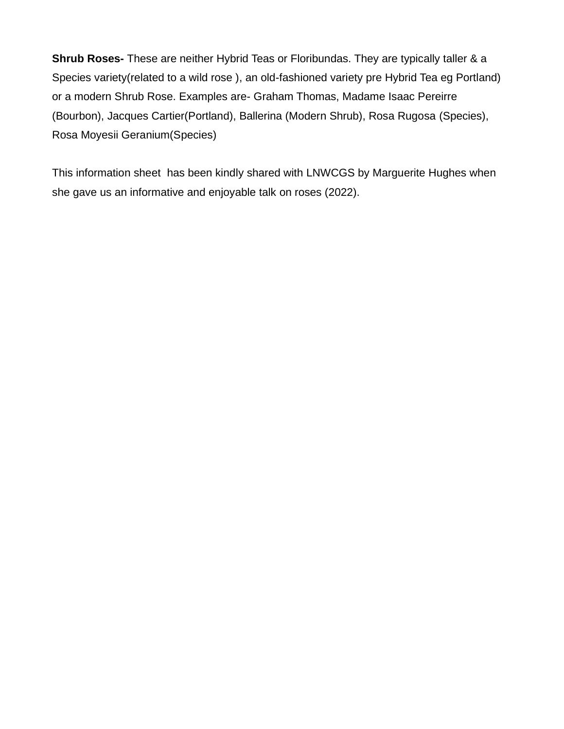**Shrub Roses-** These are neither Hybrid Teas or Floribundas. They are typically taller & a Species variety(related to a wild rose ), an old-fashioned variety pre Hybrid Tea eg Portland) or a modern Shrub Rose. Examples are- Graham Thomas, Madame Isaac Pereirre (Bourbon), Jacques Cartier(Portland), Ballerina (Modern Shrub), Rosa Rugosa (Species), Rosa Moyesii Geranium(Species)

This information sheet has been kindly shared with LNWCGS by Marguerite Hughes when she gave us an informative and enjoyable talk on roses (2022).